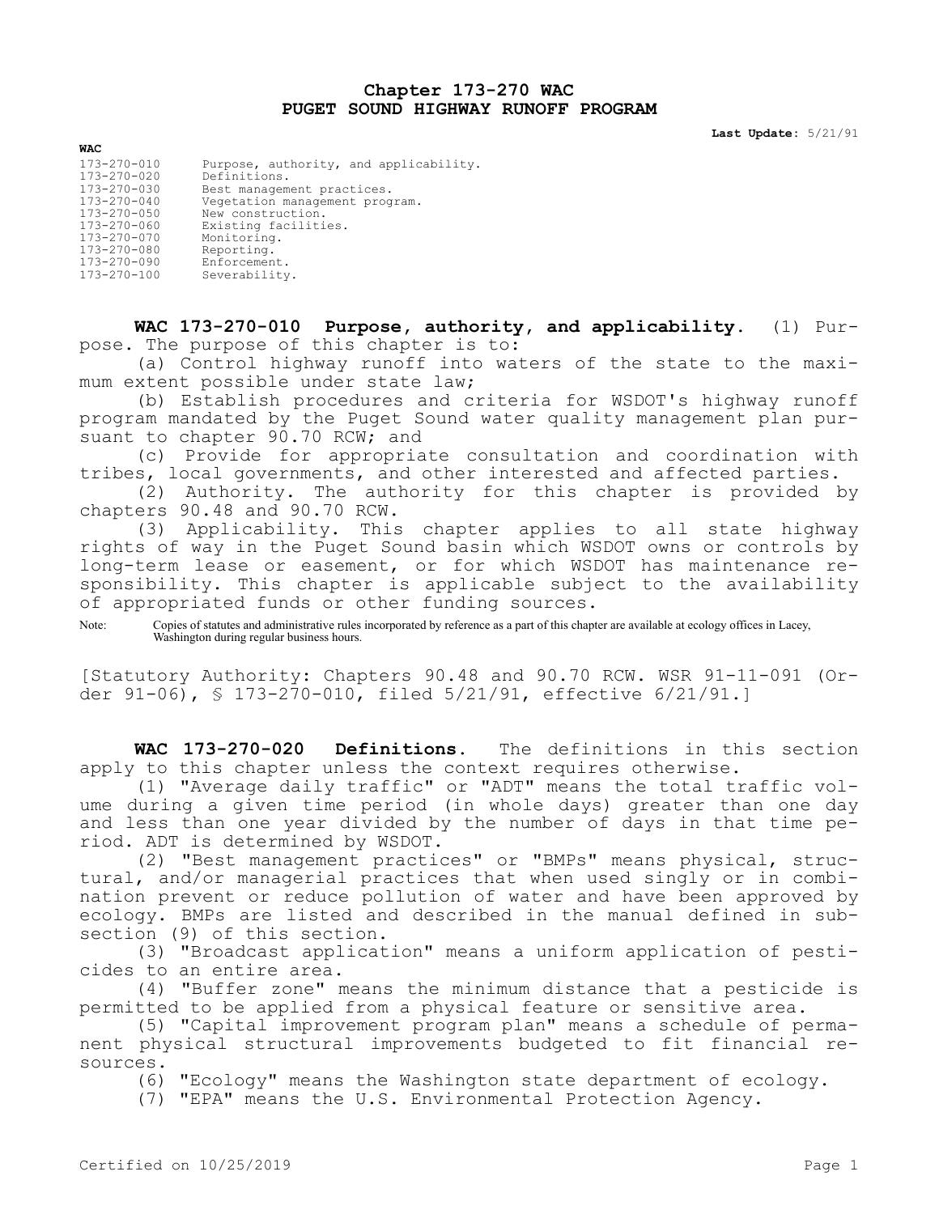# Chapter 173-270 WAC
# PUGET SOUND HIGHWAY RUNOFF PROGRAM

**Last Update:** 5/21/91

| **WAC** | |
|---|---|
| 173-270-010 | Purpose, authority, and applicability. |
| 173-270-020 | Definitions. |
| 173-270-030 | Best management practices. |
| 173-270-040 | Vegetation management program. |
| 173-270-050 | New construction. |
| 173-270-060 | Existing facilities. |
| 173-270-070 | Monitoring. |
| 173-270-080 | Reporting. |
| 173-270-090 | Enforcement. |
| 173-270-100 | Severability. |

**WAC 173-270-010 Purpose, authority, and applicability.** (1) Purpose. The purpose of this chapter is to:

(a) Control highway runoff into waters of the state to the maximum extent possible under state law;

(b) Establish procedures and criteria for WSDOT's highway runoff program mandated by the Puget Sound water quality management plan pursuant to chapter 90.70 RCW; and

(c) Provide for appropriate consultation and coordination with tribes, local governments, and other interested and affected parties.

(2) Authority. The authority for this chapter is provided by chapters 90.48 and 90.70 RCW.

(3) Applicability. This chapter applies to all state highway rights of way in the Puget Sound basin which WSDOT owns or controls by long-term lease or easement, or for which WSDOT has maintenance responsibility. This chapter is applicable subject to the availability of appropriated funds or other funding sources.

Note: Copies of statutes and administrative rules incorporated by reference as a part of this chapter are available at ecology offices in Lacey, Washington during regular business hours.

[Statutory Authority: Chapters 90.48 and 90.70 RCW. WSR 91-11-091 (Order 91-06), § 173-270-010, filed 5/21/91, effective 6/21/91.]

**WAC 173-270-020 Definitions.** The definitions in this section apply to this chapter unless the context requires otherwise.

(1) "Average daily traffic" or "ADT" means the total traffic volume during a given time period (in whole days) greater than one day and less than one year divided by the number of days in that time period. ADT is determined by WSDOT.

(2) "Best management practices" or "BMPs" means physical, structural, and/or managerial practices that when used singly or in combination prevent or reduce pollution of water and have been approved by ecology. BMPs are listed and described in the manual defined in subsection (9) of this section.

(3) "Broadcast application" means a uniform application of pesticides to an entire area.

(4) "Buffer zone" means the minimum distance that a pesticide is permitted to be applied from a physical feature or sensitive area.

(5) "Capital improvement program plan" means a schedule of permanent physical structural improvements budgeted to fit financial resources.

(6) "Ecology" means the Washington state department of ecology.

(7) "EPA" means the U.S. Environmental Protection Agency.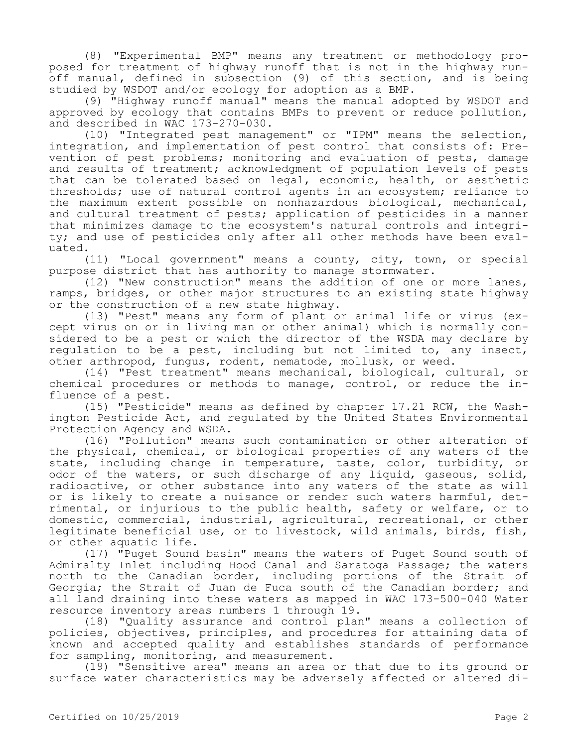(8) "Experimental BMP" means any treatment or methodology proposed for treatment of highway runoff that is not in the highway runoff manual, defined in subsection (9) of this section, and is being studied by WSDOT and/or ecology for adoption as a BMP.

(9) "Highway runoff manual" means the manual adopted by WSDOT and approved by ecology that contains BMPs to prevent or reduce pollution, and described in WAC 173-270-030.

(10) "Integrated pest management" or "IPM" means the selection, integration, and implementation of pest control that consists of: Prevention of pest problems; monitoring and evaluation of pests, damage and results of treatment; acknowledgment of population levels of pests that can be tolerated based on legal, economic, health, or aesthetic thresholds; use of natural control agents in an ecosystem; reliance to the maximum extent possible on nonhazardous biological, mechanical, and cultural treatment of pests; application of pesticides in a manner that minimizes damage to the ecosystem's natural controls and integrity; and use of pesticides only after all other methods have been evaluated.

(11) "Local government" means a county, city, town, or special purpose district that has authority to manage stormwater.

(12) "New construction" means the addition of one or more lanes, ramps, bridges, or other major structures to an existing state highway or the construction of a new state highway.

(13) "Pest" means any form of plant or animal life or virus (except virus on or in living man or other animal) which is normally considered to be a pest or which the director of the WSDA may declare by regulation to be a pest, including but not limited to, any insect, other arthropod, fungus, rodent, nematode, mollusk, or weed.

(14) "Pest treatment" means mechanical, biological, cultural, or chemical procedures or methods to manage, control, or reduce the influence of a pest.

(15) "Pesticide" means as defined by chapter 17.21 RCW, the Washington Pesticide Act, and regulated by the United States Environmental Protection Agency and WSDA.

(16) "Pollution" means such contamination or other alteration of the physical, chemical, or biological properties of any waters of the state, including change in temperature, taste, color, turbidity, or odor of the waters, or such discharge of any liquid, gaseous, solid, radioactive, or other substance into any waters of the state as will or is likely to create a nuisance or render such waters harmful, detrimental, or injurious to the public health, safety or welfare, or to domestic, commercial, industrial, agricultural, recreational, or other legitimate beneficial use, or to livestock, wild animals, birds, fish, or other aquatic life.

(17) "Puget Sound basin" means the waters of Puget Sound south of Admiralty Inlet including Hood Canal and Saratoga Passage; the waters north to the Canadian border, including portions of the Strait of Georgia; the Strait of Juan de Fuca south of the Canadian border; and all land draining into these waters as mapped in WAC 173-500-040 Water resource inventory areas numbers 1 through 19.

(18) "Quality assurance and control plan" means a collection of policies, objectives, principles, and procedures for attaining data of known and accepted quality and establishes standards of performance for sampling, monitoring, and measurement.

(19) "Sensitive area" means an area or that due to its ground or surface water characteristics may be adversely affected or altered di-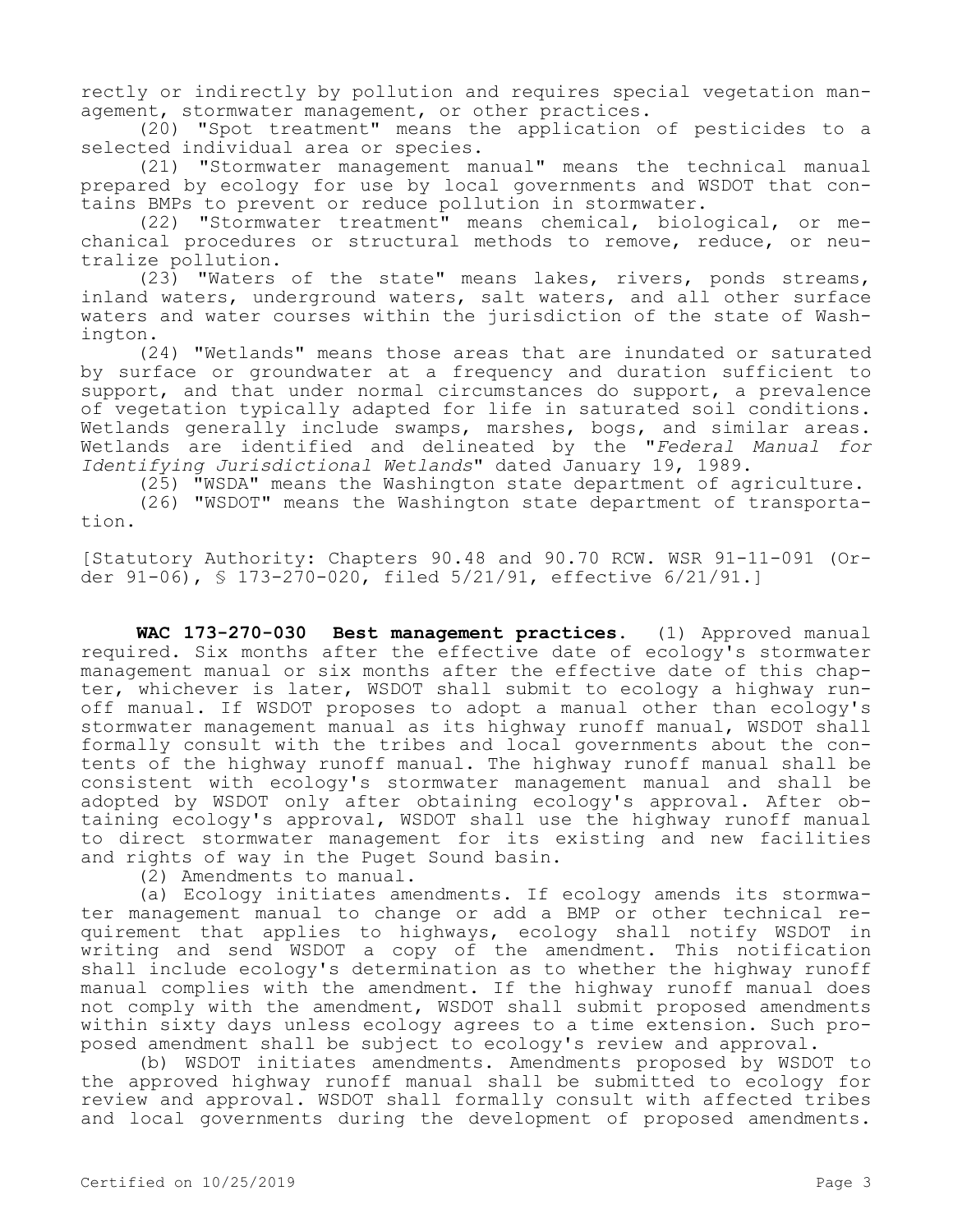rectly or indirectly by pollution and requires special vegetation management, stormwater management, or other practices.

(20) "Spot treatment" means the application of pesticides to a selected individual area or species.

(21) "Stormwater management manual" means the technical manual prepared by ecology for use by local governments and WSDOT that contains BMPs to prevent or reduce pollution in stormwater.

(22) "Stormwater treatment" means chemical, biological, or mechanical procedures or structural methods to remove, reduce, or neutralize pollution.

(23) "Waters of the state" means lakes, rivers, ponds streams, inland waters, underground waters, salt waters, and all other surface waters and water courses within the jurisdiction of the state of Washington.

(24) "Wetlands" means those areas that are inundated or saturated by surface or groundwater at a frequency and duration sufficient to support, and that under normal circumstances do support, a prevalence of vegetation typically adapted for life in saturated soil conditions. Wetlands generally include swamps, marshes, bogs, and similar areas. Wetlands are identified and delineated by the "*Federal Manual for Identifying Jurisdictional Wetlands*" dated January 19, 1989.

(25) "WSDA" means the Washington state department of agriculture.

(26) "WSDOT" means the Washington state department of transportation.

[Statutory Authority: Chapters 90.48 and 90.70 RCW. WSR 91-11-091 (Order 91-06), § 173-270-020, filed 5/21/91, effective 6/21/91.]

**WAC 173-270-030 Best management practices.** (1) Approved manual required. Six months after the effective date of ecology's stormwater management manual or six months after the effective date of this chapter, whichever is later, WSDOT shall submit to ecology a highway runoff manual. If WSDOT proposes to adopt a manual other than ecology's stormwater management manual as its highway runoff manual, WSDOT shall formally consult with the tribes and local governments about the contents of the highway runoff manual. The highway runoff manual shall be consistent with ecology's stormwater management manual and shall be adopted by WSDOT only after obtaining ecology's approval. After obtaining ecology's approval, WSDOT shall use the highway runoff manual to direct stormwater management for its existing and new facilities and rights of way in the Puget Sound basin.

(2) Amendments to manual.

(a) Ecology initiates amendments. If ecology amends its stormwater management manual to change or add a BMP or other technical requirement that applies to highways, ecology shall notify WSDOT in writing and send WSDOT a copy of the amendment. This notification shall include ecology's determination as to whether the highway runoff manual complies with the amendment. If the highway runoff manual does not comply with the amendment, WSDOT shall submit proposed amendments within sixty days unless ecology agrees to a time extension. Such proposed amendment shall be subject to ecology's review and approval.

(b) WSDOT initiates amendments. Amendments proposed by WSDOT to the approved highway runoff manual shall be submitted to ecology for review and approval. WSDOT shall formally consult with affected tribes and local governments during the development of proposed amendments.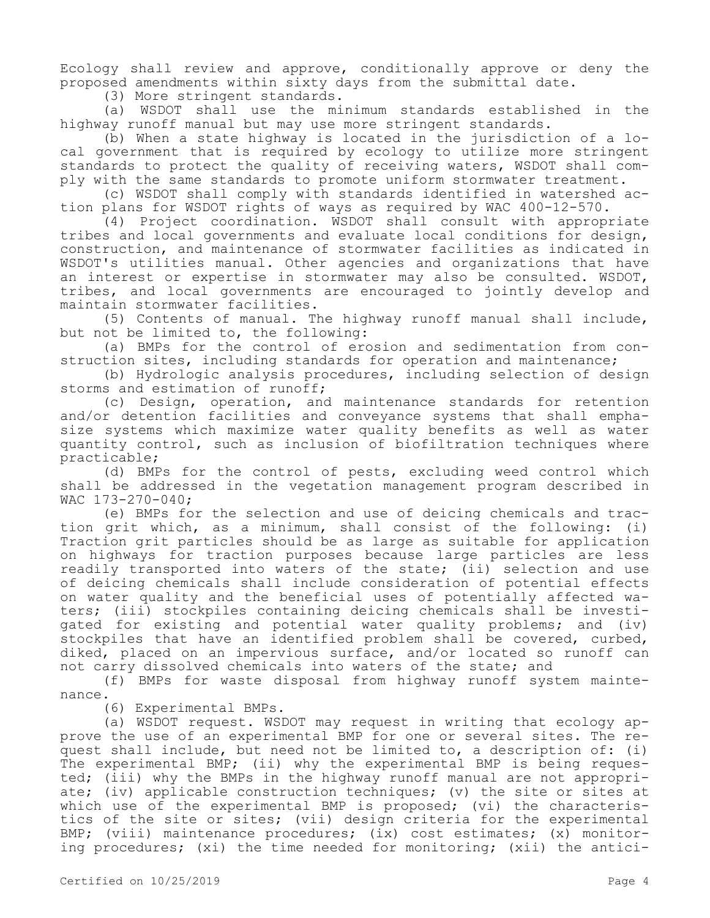Ecology shall review and approve, conditionally approve or deny the proposed amendments within sixty days from the submittal date.

(3) More stringent standards.

(a) WSDOT shall use the minimum standards established in the highway runoff manual but may use more stringent standards.

(b) When a state highway is located in the jurisdiction of a local government that is required by ecology to utilize more stringent standards to protect the quality of receiving waters, WSDOT shall comply with the same standards to promote uniform stormwater treatment.

(c) WSDOT shall comply with standards identified in watershed action plans for WSDOT rights of ways as required by WAC 400-12-570.

(4) Project coordination. WSDOT shall consult with appropriate tribes and local governments and evaluate local conditions for design, construction, and maintenance of stormwater facilities as indicated in WSDOT's utilities manual. Other agencies and organizations that have an interest or expertise in stormwater may also be consulted. WSDOT, tribes, and local governments are encouraged to jointly develop and maintain stormwater facilities.

(5) Contents of manual. The highway runoff manual shall include, but not be limited to, the following:

(a) BMPs for the control of erosion and sedimentation from construction sites, including standards for operation and maintenance;

(b) Hydrologic analysis procedures, including selection of design storms and estimation of runoff;

(c) Design, operation, and maintenance standards for retention and/or detention facilities and conveyance systems that shall emphasize systems which maximize water quality benefits as well as water quantity control, such as inclusion of biofiltration techniques where practicable;

(d) BMPs for the control of pests, excluding weed control which shall be addressed in the vegetation management program described in WAC 173-270-040;

(e) BMPs for the selection and use of deicing chemicals and traction grit which, as a minimum, shall consist of the following: (i) Traction grit particles should be as large as suitable for application on highways for traction purposes because large particles are less readily transported into waters of the state; (ii) selection and use of deicing chemicals shall include consideration of potential effects on water quality and the beneficial uses of potentially affected waters; (iii) stockpiles containing deicing chemicals shall be investigated for existing and potential water quality problems; and (iv) stockpiles that have an identified problem shall be covered, curbed, diked, placed on an impervious surface, and/or located so runoff can not carry dissolved chemicals into waters of the state; and

(f) BMPs for waste disposal from highway runoff system maintenance.

(6) Experimental BMPs.

(a) WSDOT request. WSDOT may request in writing that ecology approve the use of an experimental BMP for one or several sites. The request shall include, but need not be limited to, a description of: (i) The experimental BMP; (ii) why the experimental BMP is being requested; (iii) why the BMPs in the highway runoff manual are not appropriate; (iv) applicable construction techniques; (v) the site or sites at which use of the experimental BMP is proposed; (vi) the characteristics of the site or sites; (vii) design criteria for the experimental BMP; (viii) maintenance procedures; (ix) cost estimates; (x) monitoring procedures; (xi) the time needed for monitoring; (xii) the antici-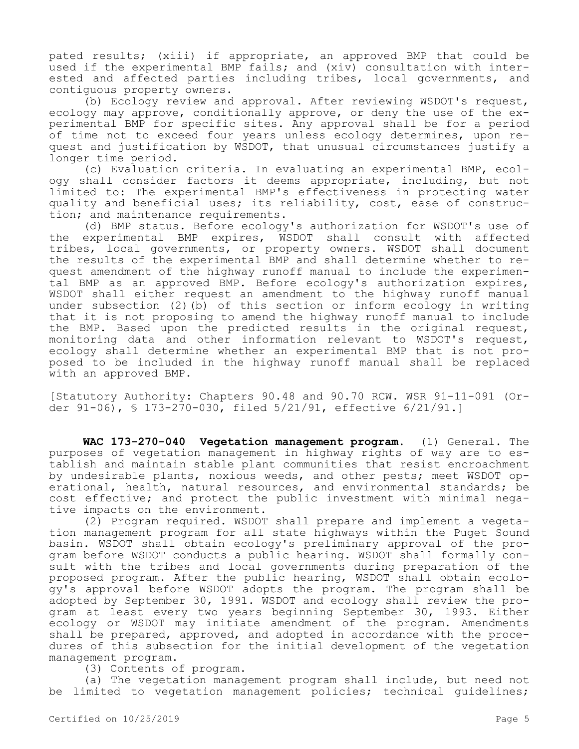pated results; (xiii) if appropriate, an approved BMP that could be used if the experimental BMP fails; and (xiv) consultation with interested and affected parties including tribes, local governments, and contiguous property owners.

(b) Ecology review and approval. After reviewing WSDOT's request, ecology may approve, conditionally approve, or deny the use of the experimental BMP for specific sites. Any approval shall be for a period of time not to exceed four years unless ecology determines, upon request and justification by WSDOT, that unusual circumstances justify a longer time period.

(c) Evaluation criteria. In evaluating an experimental BMP, ecology shall consider factors it deems appropriate, including, but not limited to: The experimental BMP's effectiveness in protecting water quality and beneficial uses; its reliability, cost, ease of construction; and maintenance requirements.

(d) BMP status. Before ecology's authorization for WSDOT's use of the experimental BMP expires, WSDOT shall consult with affected tribes, local governments, or property owners. WSDOT shall document the results of the experimental BMP and shall determine whether to request amendment of the highway runoff manual to include the experimental BMP as an approved BMP. Before ecology's authorization expires, WSDOT shall either request an amendment to the highway runoff manual under subsection (2)(b) of this section or inform ecology in writing that it is not proposing to amend the highway runoff manual to include the BMP. Based upon the predicted results in the original request, monitoring data and other information relevant to WSDOT's request, ecology shall determine whether an experimental BMP that is not proposed to be included in the highway runoff manual shall be replaced with an approved BMP.

[Statutory Authority: Chapters 90.48 and 90.70 RCW. WSR 91-11-091 (Order 91-06), § 173-270-030, filed 5/21/91, effective 6/21/91.]

**WAC 173-270-040 Vegetation management program.** (1) General. The purposes of vegetation management in highway rights of way are to establish and maintain stable plant communities that resist encroachment by undesirable plants, noxious weeds, and other pests; meet WSDOT operational, health, natural resources, and environmental standards; be cost effective; and protect the public investment with minimal negative impacts on the environment.

(2) Program required. WSDOT shall prepare and implement a vegetation management program for all state highways within the Puget Sound basin. WSDOT shall obtain ecology's preliminary approval of the program before WSDOT conducts a public hearing. WSDOT shall formally consult with the tribes and local governments during preparation of the proposed program. After the public hearing, WSDOT shall obtain ecology's approval before WSDOT adopts the program. The program shall be adopted by September 30, 1991. WSDOT and ecology shall review the program at least every two years beginning September 30, 1993. Either ecology or WSDOT may initiate amendment of the program. Amendments shall be prepared, approved, and adopted in accordance with the procedures of this subsection for the initial development of the vegetation management program.

(3) Contents of program.

(a) The vegetation management program shall include, but need not be limited to vegetation management policies; technical guidelines;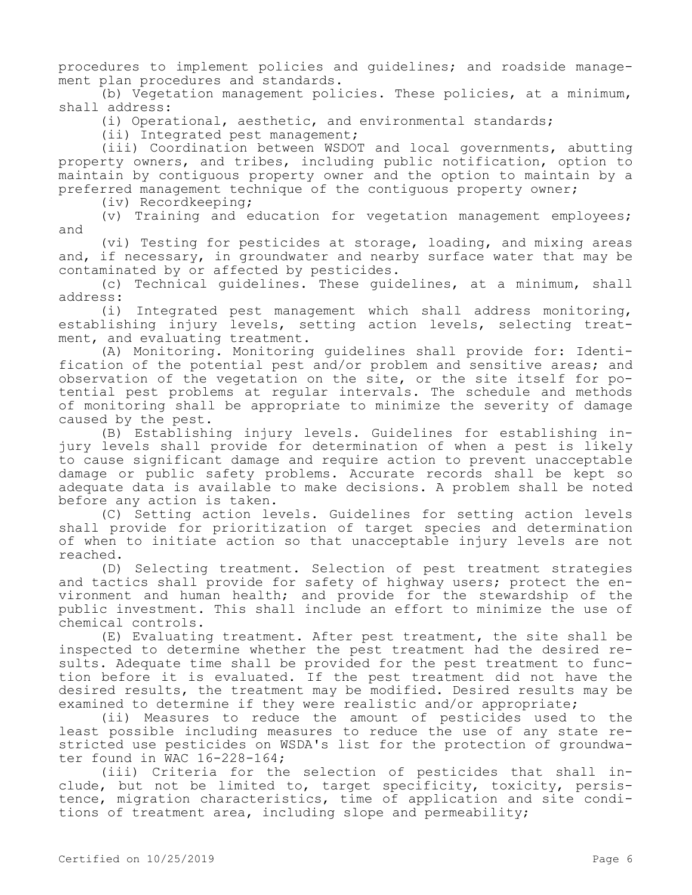procedures to implement policies and guidelines; and roadside management plan procedures and standards.

(b) Vegetation management policies. These policies, at a minimum, shall address:

(i) Operational, aesthetic, and environmental standards;

(ii) Integrated pest management;

(iii) Coordination between WSDOT and local governments, abutting property owners, and tribes, including public notification, option to maintain by contiguous property owner and the option to maintain by a preferred management technique of the contiguous property owner;

(iv) Recordkeeping;

(v) Training and education for vegetation management employees; and

(vi) Testing for pesticides at storage, loading, and mixing areas and, if necessary, in groundwater and nearby surface water that may be contaminated by or affected by pesticides.

(c) Technical guidelines. These guidelines, at a minimum, shall address:

(i) Integrated pest management which shall address monitoring, establishing injury levels, setting action levels, selecting treatment, and evaluating treatment.

(A) Monitoring. Monitoring guidelines shall provide for: Identification of the potential pest and/or problem and sensitive areas; and observation of the vegetation on the site, or the site itself for potential pest problems at regular intervals. The schedule and methods of monitoring shall be appropriate to minimize the severity of damage caused by the pest.

(B) Establishing injury levels. Guidelines for establishing injury levels shall provide for determination of when a pest is likely to cause significant damage and require action to prevent unacceptable damage or public safety problems. Accurate records shall be kept so adequate data is available to make decisions. A problem shall be noted before any action is taken.

(C) Setting action levels. Guidelines for setting action levels shall provide for prioritization of target species and determination of when to initiate action so that unacceptable injury levels are not reached.

(D) Selecting treatment. Selection of pest treatment strategies and tactics shall provide for safety of highway users; protect the environment and human health; and provide for the stewardship of the public investment. This shall include an effort to minimize the use of chemical controls.

(E) Evaluating treatment. After pest treatment, the site shall be inspected to determine whether the pest treatment had the desired results. Adequate time shall be provided for the pest treatment to function before it is evaluated. If the pest treatment did not have the desired results, the treatment may be modified. Desired results may be examined to determine if they were realistic and/or appropriate;

(ii) Measures to reduce the amount of pesticides used to the least possible including measures to reduce the use of any state restricted use pesticides on WSDA's list for the protection of groundwater found in WAC 16-228-164;

(iii) Criteria for the selection of pesticides that shall include, but not be limited to, target specificity, toxicity, persistence, migration characteristics, time of application and site conditions of treatment area, including slope and permeability;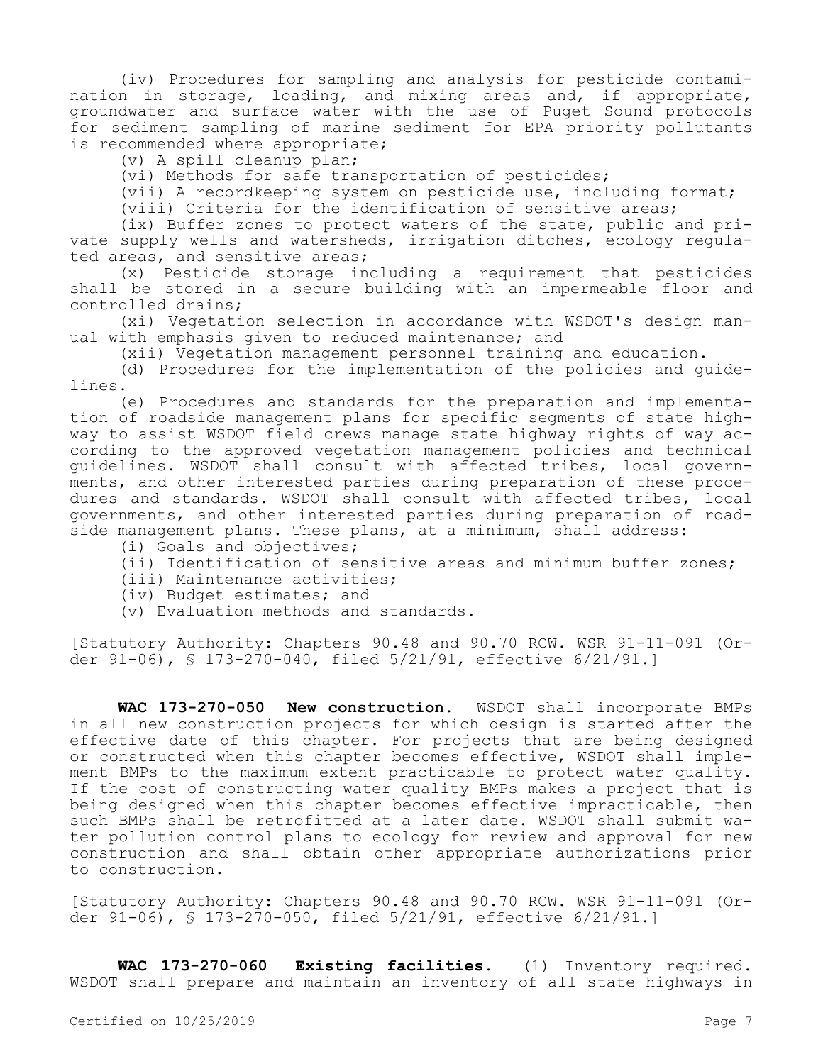(iv) Procedures for sampling and analysis for pesticide contamination in storage, loading, and mixing areas and, if appropriate, groundwater and surface water with the use of Puget Sound protocols for sediment sampling of marine sediment for EPA priority pollutants is recommended where appropriate;

(v) A spill cleanup plan;

(vi) Methods for safe transportation of pesticides;

(vii) A recordkeeping system on pesticide use, including format;

(viii) Criteria for the identification of sensitive areas;

(ix) Buffer zones to protect waters of the state, public and private supply wells and watersheds, irrigation ditches, ecology regulated areas, and sensitive areas;

(x) Pesticide storage including a requirement that pesticides shall be stored in a secure building with an impermeable floor and controlled drains;

(xi) Vegetation selection in accordance with WSDOT's design manual with emphasis given to reduced maintenance; and

(xii) Vegetation management personnel training and education.

(d) Procedures for the implementation of the policies and guidelines.

(e) Procedures and standards for the preparation and implementation of roadside management plans for specific segments of state highway to assist WSDOT field crews manage state highway rights of way according to the approved vegetation management policies and technical guidelines. WSDOT shall consult with affected tribes, local governments, and other interested parties during preparation of these procedures and standards. WSDOT shall consult with affected tribes, local governments, and other interested parties during preparation of roadside management plans. These plans, at a minimum, shall address:

(i) Goals and objectives;

(ii) Identification of sensitive areas and minimum buffer zones;

(iii) Maintenance activities;

(iv) Budget estimates; and

(v) Evaluation methods and standards.

[Statutory Authority: Chapters 90.48 and 90.70 RCW. WSR 91-11-091 (Order 91-06), § 173-270-040, filed 5/21/91, effective 6/21/91.]

**WAC 173-270-050 New construction.** WSDOT shall incorporate BMPs in all new construction projects for which design is started after the effective date of this chapter. For projects that are being designed or constructed when this chapter becomes effective, WSDOT shall implement BMPs to the maximum extent practicable to protect water quality. If the cost of constructing water quality BMPs makes a project that is being designed when this chapter becomes effective impracticable, then such BMPs shall be retrofitted at a later date. WSDOT shall submit water pollution control plans to ecology for review and approval for new construction and shall obtain other appropriate authorizations prior to construction.

[Statutory Authority: Chapters 90.48 and 90.70 RCW. WSR 91-11-091 (Order 91-06), § 173-270-050, filed 5/21/91, effective 6/21/91.]

**WAC 173-270-060 Existing facilities.** (1) Inventory required. WSDOT shall prepare and maintain an inventory of all state highways in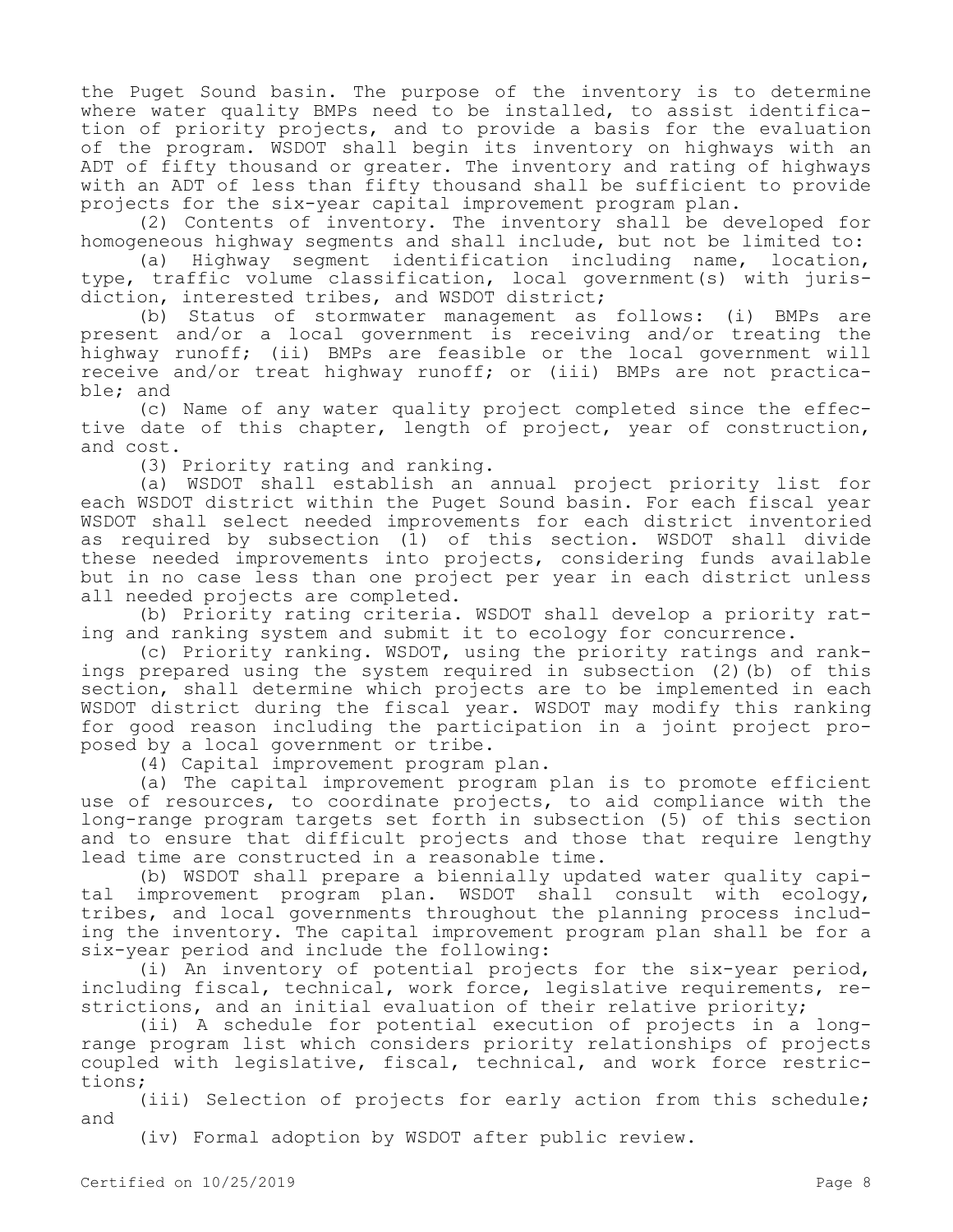the Puget Sound basin. The purpose of the inventory is to determine where water quality BMPs need to be installed, to assist identification of priority projects, and to provide a basis for the evaluation of the program. WSDOT shall begin its inventory on highways with an ADT of fifty thousand or greater. The inventory and rating of highways with an ADT of less than fifty thousand shall be sufficient to provide projects for the six-year capital improvement program plan.

(2) Contents of inventory. The inventory shall be developed for homogeneous highway segments and shall include, but not be limited to:

(a) Highway segment identification including name, location, type, traffic volume classification, local government(s) with jurisdiction, interested tribes, and WSDOT district;

(b) Status of stormwater management as follows: (i) BMPs are present and/or a local government is receiving and/or treating the highway runoff; (ii) BMPs are feasible or the local government will receive and/or treat highway runoff; or (iii) BMPs are not practicable; and

(c) Name of any water quality project completed since the effective date of this chapter, length of project, year of construction, and cost.

(3) Priority rating and ranking.

(a) WSDOT shall establish an annual project priority list for each WSDOT district within the Puget Sound basin. For each fiscal year WSDOT shall select needed improvements for each district inventoried as required by subsection (1) of this section. WSDOT shall divide these needed improvements into projects, considering funds available but in no case less than one project per year in each district unless all needed projects are completed.

(b) Priority rating criteria. WSDOT shall develop a priority rating and ranking system and submit it to ecology for concurrence.

(c) Priority ranking. WSDOT, using the priority ratings and rankings prepared using the system required in subsection (2)(b) of this section, shall determine which projects are to be implemented in each WSDOT district during the fiscal year. WSDOT may modify this ranking for good reason including the participation in a joint project proposed by a local government or tribe.

(4) Capital improvement program plan.

(a) The capital improvement program plan is to promote efficient use of resources, to coordinate projects, to aid compliance with the long-range program targets set forth in subsection (5) of this section and to ensure that difficult projects and those that require lengthy lead time are constructed in a reasonable time.

(b) WSDOT shall prepare a biennially updated water quality capital improvement program plan. WSDOT shall consult with ecology, tribes, and local governments throughout the planning process including the inventory. The capital improvement program plan shall be for a six-year period and include the following:

(i) An inventory of potential projects for the six-year period, including fiscal, technical, work force, legislative requirements, restrictions, and an initial evaluation of their relative priority;

(ii) A schedule for potential execution of projects in a long-range program list which considers priority relationships of projects coupled with legislative, fiscal, technical, and work force restrictions;

(iii) Selection of projects for early action from this schedule; and

(iv) Formal adoption by WSDOT after public review.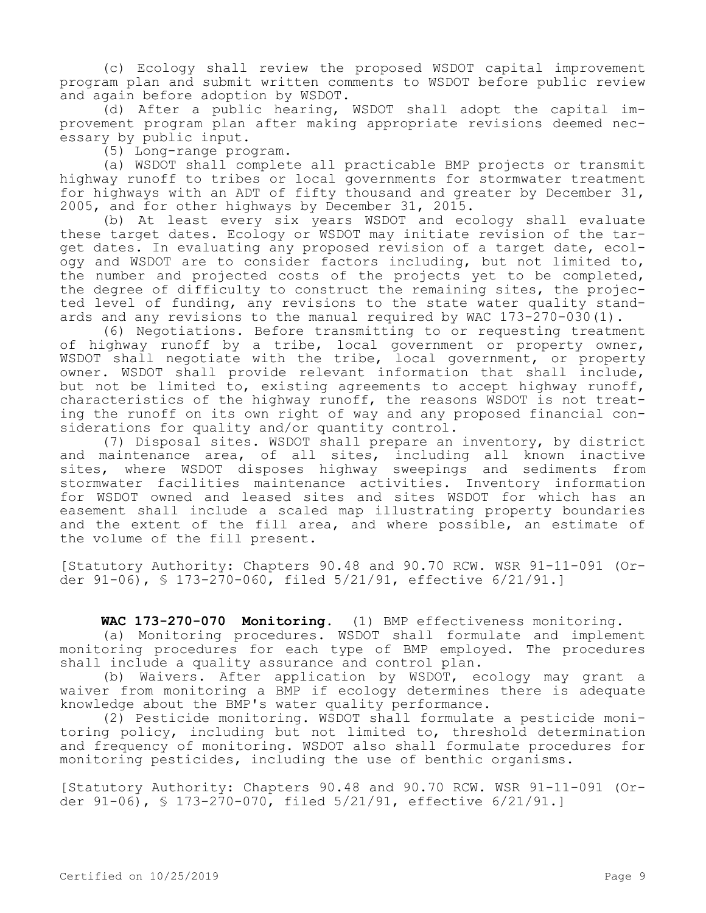(c) Ecology shall review the proposed WSDOT capital improvement program plan and submit written comments to WSDOT before public review and again before adoption by WSDOT.

(d) After a public hearing, WSDOT shall adopt the capital improvement program plan after making appropriate revisions deemed necessary by public input.

(5) Long-range program.

(a) WSDOT shall complete all practicable BMP projects or transmit highway runoff to tribes or local governments for stormwater treatment for highways with an ADT of fifty thousand and greater by December 31, 2005, and for other highways by December 31, 2015.

(b) At least every six years WSDOT and ecology shall evaluate these target dates. Ecology or WSDOT may initiate revision of the target dates. In evaluating any proposed revision of a target date, ecology and WSDOT are to consider factors including, but not limited to, the number and projected costs of the projects yet to be completed, the degree of difficulty to construct the remaining sites, the projected level of funding, any revisions to the state water quality standards and any revisions to the manual required by WAC 173-270-030(1).

(6) Negotiations. Before transmitting to or requesting treatment of highway runoff by a tribe, local government or property owner, WSDOT shall negotiate with the tribe, local government, or property owner. WSDOT shall provide relevant information that shall include, but not be limited to, existing agreements to accept highway runoff, characteristics of the highway runoff, the reasons WSDOT is not treating the runoff on its own right of way and any proposed financial considerations for quality and/or quantity control.

(7) Disposal sites. WSDOT shall prepare an inventory, by district and maintenance area, of all sites, including all known inactive sites, where WSDOT disposes highway sweepings and sediments from stormwater facilities maintenance activities. Inventory information for WSDOT owned and leased sites and sites WSDOT for which has an easement shall include a scaled map illustrating property boundaries and the extent of the fill area, and where possible, an estimate of the volume of the fill present.

[Statutory Authority: Chapters 90.48 and 90.70 RCW. WSR 91-11-091 (Order 91-06), § 173-270-060, filed 5/21/91, effective 6/21/91.]

**WAC 173-270-070 Monitoring.** (1) BMP effectiveness monitoring.

(a) Monitoring procedures. WSDOT shall formulate and implement monitoring procedures for each type of BMP employed. The procedures shall include a quality assurance and control plan.

(b) Waivers. After application by WSDOT, ecology may grant a waiver from monitoring a BMP if ecology determines there is adequate knowledge about the BMP's water quality performance.

(2) Pesticide monitoring. WSDOT shall formulate a pesticide monitoring policy, including but not limited to, threshold determination and frequency of monitoring. WSDOT also shall formulate procedures for monitoring pesticides, including the use of benthic organisms.

[Statutory Authority: Chapters 90.48 and 90.70 RCW. WSR 91-11-091 (Order 91-06), § 173-270-070, filed 5/21/91, effective 6/21/91.]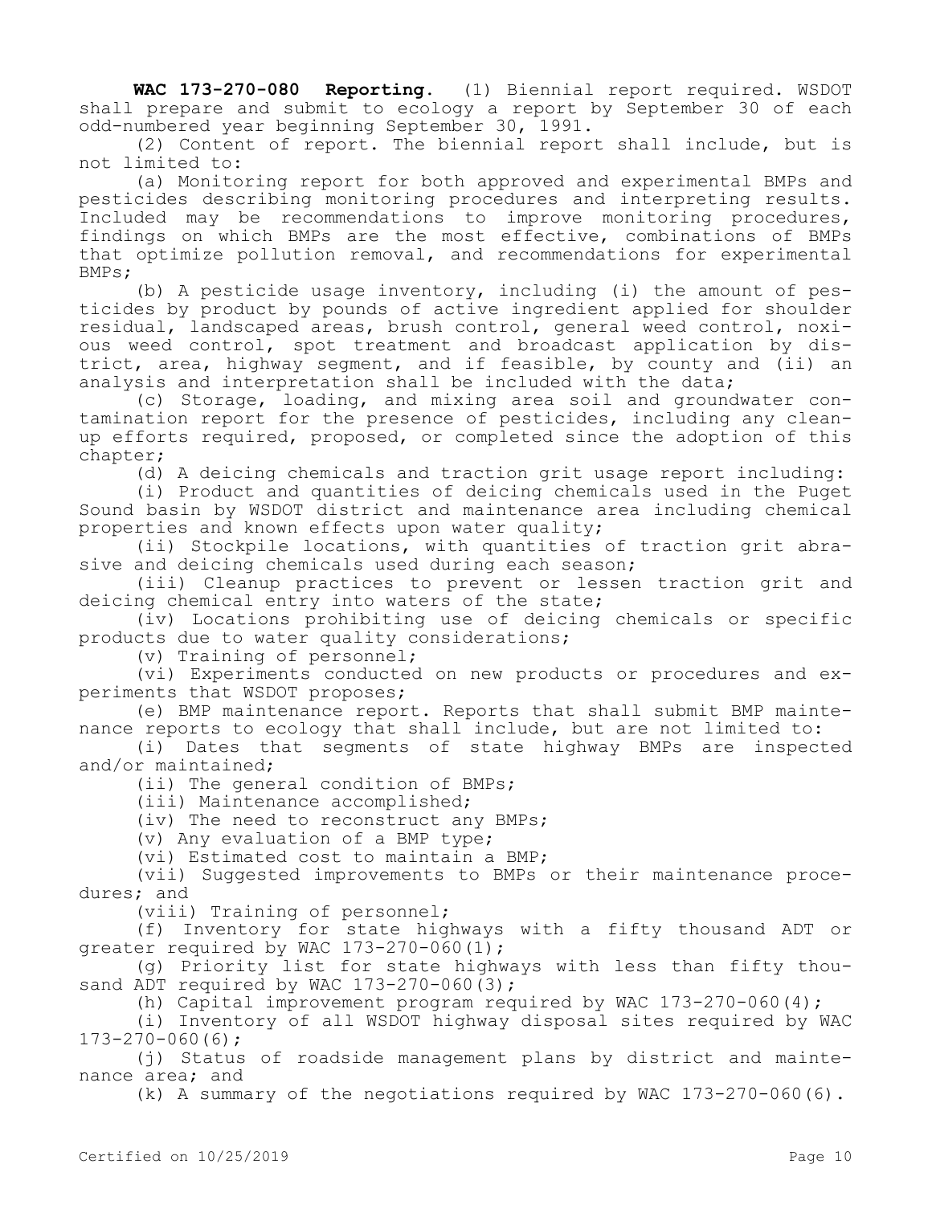**WAC 173-270-080 Reporting.** (1) Biennial report required. WSDOT shall prepare and submit to ecology a report by September 30 of each odd-numbered year beginning September 30, 1991.

(2) Content of report. The biennial report shall include, but is not limited to:

(a) Monitoring report for both approved and experimental BMPs and pesticides describing monitoring procedures and interpreting results. Included may be recommendations to improve monitoring procedures, findings on which BMPs are the most effective, combinations of BMPs that optimize pollution removal, and recommendations for experimental BMPs;

(b) A pesticide usage inventory, including (i) the amount of pesticides by product by pounds of active ingredient applied for shoulder residual, landscaped areas, brush control, general weed control, noxious weed control, spot treatment and broadcast application by district, area, highway segment, and if feasible, by county and (ii) an analysis and interpretation shall be included with the data;

(c) Storage, loading, and mixing area soil and groundwater contamination report for the presence of pesticides, including any cleanup efforts required, proposed, or completed since the adoption of this chapter;

(d) A deicing chemicals and traction grit usage report including:

(i) Product and quantities of deicing chemicals used in the Puget Sound basin by WSDOT district and maintenance area including chemical properties and known effects upon water quality;

(ii) Stockpile locations, with quantities of traction grit abrasive and deicing chemicals used during each season;

(iii) Cleanup practices to prevent or lessen traction grit and deicing chemical entry into waters of the state;

(iv) Locations prohibiting use of deicing chemicals or specific products due to water quality considerations;

(v) Training of personnel;

(vi) Experiments conducted on new products or procedures and experiments that WSDOT proposes;

(e) BMP maintenance report. Reports that shall submit BMP maintenance reports to ecology that shall include, but are not limited to:

(i) Dates that segments of state highway BMPs are inspected and/or maintained;

(ii) The general condition of BMPs;

(iii) Maintenance accomplished;

(iv) The need to reconstruct any BMPs;

(v) Any evaluation of a BMP type;

(vi) Estimated cost to maintain a BMP;

(vii) Suggested improvements to BMPs or their maintenance procedures; and

(viii) Training of personnel;

(f) Inventory for state highways with a fifty thousand ADT or greater required by WAC 173-270-060(1);

(g) Priority list for state highways with less than fifty thousand ADT required by WAC 173-270-060(3);

(h) Capital improvement program required by WAC 173-270-060(4);

(i) Inventory of all WSDOT highway disposal sites required by WAC 173-270-060(6);

(j) Status of roadside management plans by district and maintenance area; and

(k) A summary of the negotiations required by WAC 173-270-060(6).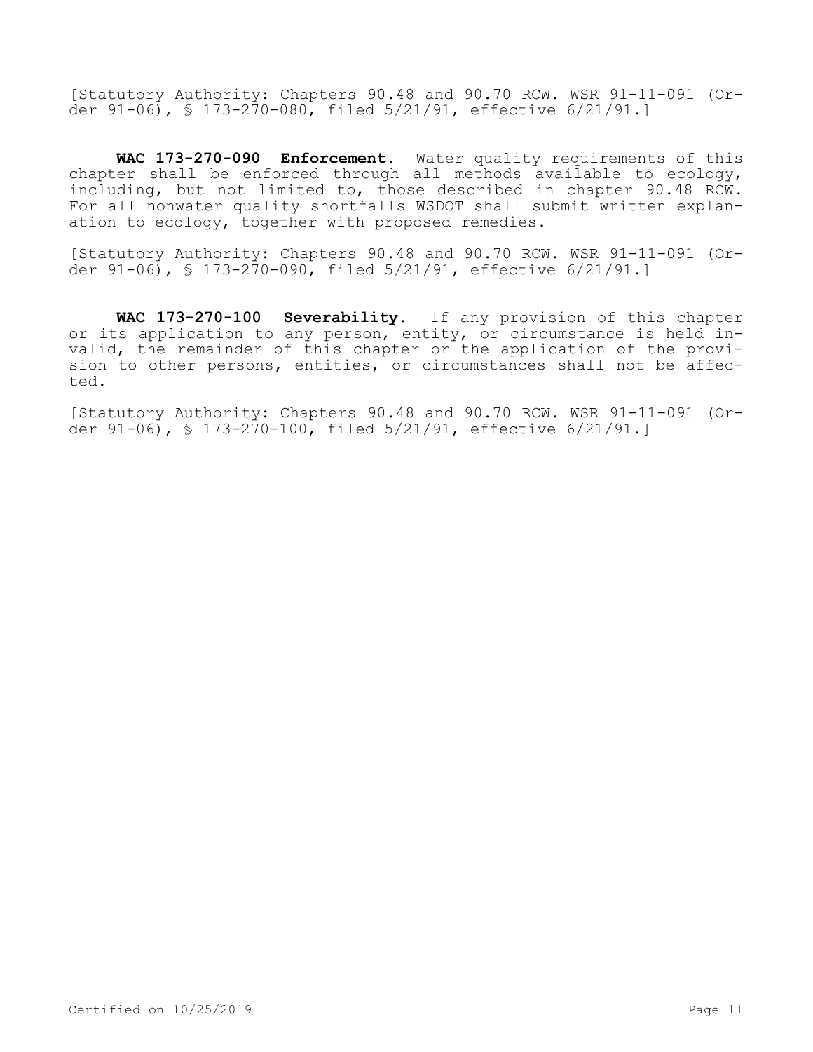[Statutory Authority: Chapters 90.48 and 90.70 RCW. WSR 91-11-091 (Order 91-06), § 173-270-080, filed 5/21/91, effective 6/21/91.]

**WAC 173-270-090 Enforcement.** Water quality requirements of this chapter shall be enforced through all methods available to ecology, including, but not limited to, those described in chapter 90.48 RCW. For all nonwater quality shortfalls WSDOT shall submit written explanation to ecology, together with proposed remedies.

[Statutory Authority: Chapters 90.48 and 90.70 RCW. WSR 91-11-091 (Order 91-06), § 173-270-090, filed 5/21/91, effective 6/21/91.]

**WAC 173-270-100 Severability.** If any provision of this chapter or its application to any person, entity, or circumstance is held invalid, the remainder of this chapter or the application of the provision to other persons, entities, or circumstances shall not be affected.

[Statutory Authority: Chapters 90.48 and 90.70 RCW. WSR 91-11-091 (Order 91-06), § 173-270-100, filed 5/21/91, effective 6/21/91.]